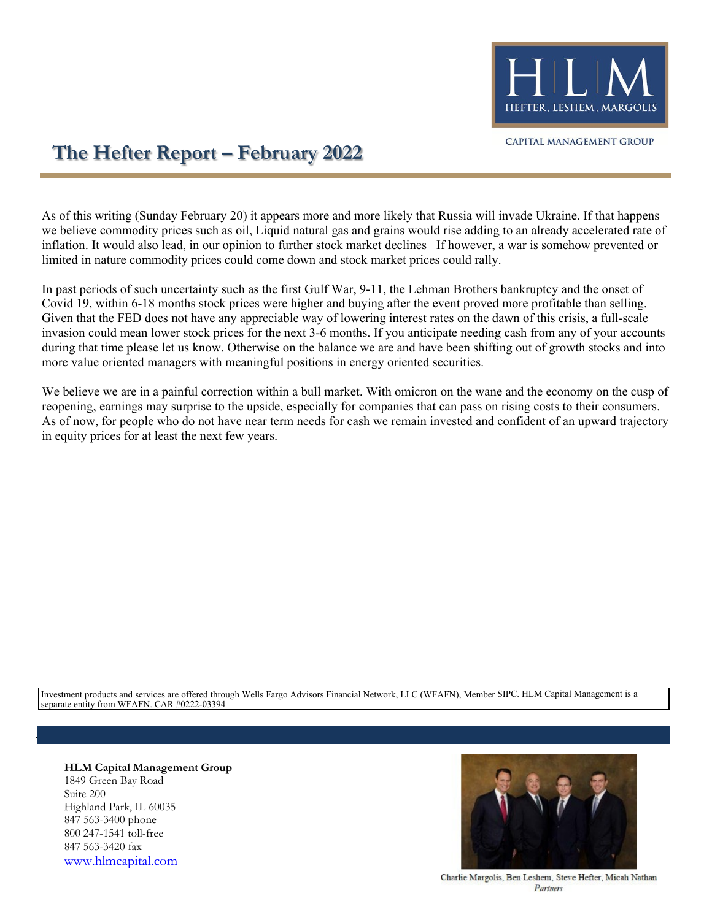HLM
HEFTER, LESHEM, MARGOLIS

CAPITAL MANAGEMENT GROUP

# The Hefter Report – February 2022

As of this writing (Sunday February 20) it appears more and more likely that Russia will invade Ukraine. If that happens we believe commodity prices such as oil, Liquid natural gas and grains would rise adding to an already accelerated rate of inflation. It would also lead, in our opinion to further stock market declines   If however, a war is somehow prevented or limited in nature commodity prices could come down and stock market prices could rally.

In past periods of such uncertainty such as the first Gulf War, 9-11, the Lehman Brothers bankruptcy and the onset of Covid 19, within 6-18 months stock prices were higher and buying after the event proved more profitable than selling. Given that the FED does not have any appreciable way of lowering interest rates on the dawn of this crisis, a full-scale invasion could mean lower stock prices for the next 3-6 months. If you anticipate needing cash from any of your accounts during that time please let us know. Otherwise on the balance we are and have been shifting out of growth stocks and into more value oriented managers with meaningful positions in energy oriented securities.

We believe we are in a painful correction within a bull market. With omicron on the wane and the economy on the cusp of reopening, earnings may surprise to the upside, especially for companies that can pass on rising costs to their consumers. As of now, for people who do not have near term needs for cash we remain invested and confident of an upward trajectory in equity prices for at least the next few years.

Investment products and services are offered through Wells Fargo Advisors Financial Network, LLC (WFAFN), Member SIPC. HLM Capital Management is a separate entity from WFAFN. CAR #0222-03394

**HLM Capital Management Group**
1849 Green Bay Road
Suite 200
Highland Park, IL 60035
847 563-3400 phone
800 247-1541 toll-free
847 563-3420 fax
www.hlmcapital.com

Charlie Margolis, Ben Leshem, Steve Hefter, Micah Nathan
*Partners*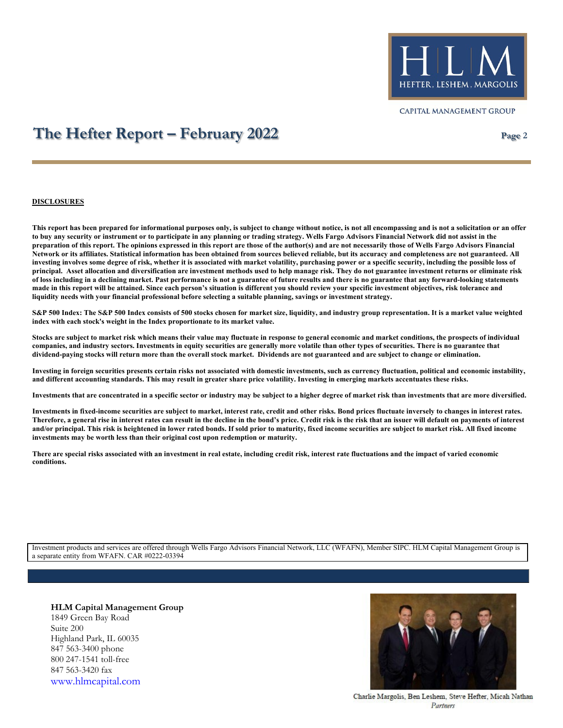HLM
HEFTER, LESHEM, MARGOLIS

CAPITAL MANAGEMENT GROUP

# The Hefter Report – February 2022

**DISCLOSURES**

**This report has been prepared for informational purposes only, is subject to change without notice, is not all encompassing and is not a solicitation or an offer to buy any security or instrument or to participate in any planning or trading strategy. Wells Fargo Advisors Financial Network did not assist in the preparation of this report. The opinions expressed in this report are those of the author(s) and are not necessarily those of Wells Fargo Advisors Financial Network or its affiliates. Statistical information has been obtained from sources believed reliable, but its accuracy and completeness are not guaranteed. All investing involves some degree of risk, whether it is associated with market volatility, purchasing power or a specific security, including the possible loss of principal. Asset allocation and diversification are investment methods used to help manage risk. They do not guarantee investment returns or eliminate risk of loss including in a declining market. Past performance is not a guarantee of future results and there is no guarantee that any forward-looking statements made in this report will be attained. Since each person's situation is different you should review your specific investment objectives, risk tolerance and liquidity needs with your financial professional before selecting a suitable planning, savings or investment strategy.**

**S&P 500 Index: The S&P 500 Index consists of 500 stocks chosen for market size, liquidity, and industry group representation. It is a market value weighted index with each stock's weight in the Index proportionate to its market value.**

**Stocks are subject to market risk which means their value may fluctuate in response to general economic and market conditions, the prospects of individual companies, and industry sectors. Investments in equity securities are generally more volatile than other types of securities. There is no guarantee that dividend-paying stocks will return more than the overall stock market. Dividends are not guaranteed and are subject to change or elimination.**

**Investing in foreign securities presents certain risks not associated with domestic investments, such as currency fluctuation, political and economic instability, and different accounting standards. This may result in greater share price volatility. Investing in emerging markets accentuates these risks.**

**Investments that are concentrated in a specific sector or industry may be subject to a higher degree of market risk than investments that are more diversified.**

**Investments in fixed-income securities are subject to market, interest rate, credit and other risks. Bond prices fluctuate inversely to changes in interest rates. Therefore, a general rise in interest rates can result in the decline in the bond's price. Credit risk is the risk that an issuer will default on payments of interest and/or principal. This risk is heightened in lower rated bonds. If sold prior to maturity, fixed income securities are subject to market risk. All fixed income investments may be worth less than their original cost upon redemption or maturity.**

**There are special risks associated with an investment in real estate, including credit risk, interest rate fluctuations and the impact of varied economic conditions.**

Investment products and services are offered through Wells Fargo Advisors Financial Network, LLC (WFAFN), Member SIPC. HLM Capital Management Group is a separate entity from WFAFN. CAR #0222-03394

**HLM Capital Management Group**
1849 Green Bay Road
Suite 200
Highland Park, IL 60035
847 563-3400 phone
800 247-1541 toll-free
847 563-3420 fax
www.hlmcapital.com

Charlie Margolis, Ben Leshem, Steve Hefter, Micah Nathan
*Partners*